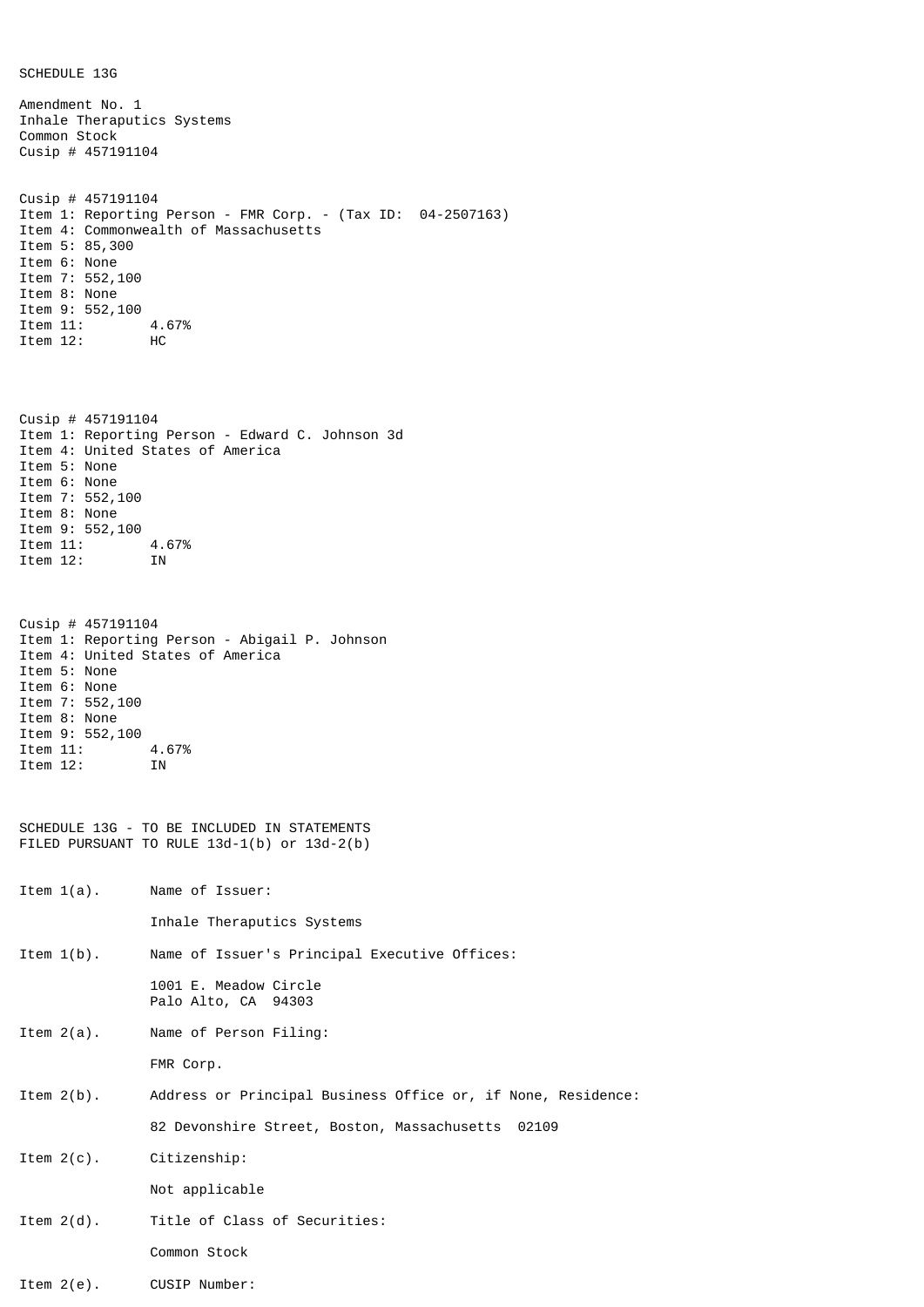SCHEDULE 13G

Amendment No. 1
Inhale Theraputics Systems
Common Stock
Cusip # 457191104

Cusip # 457191104
Item 1: Reporting Person - FMR Corp. - (Tax ID: 04-2507163)
Item 4: Commonwealth of Massachusetts
Item 5: 85,300
Item 6: None
Item 7: 552,100
Item 8: None
Item 9: 552,100
Item 11: 4.67%
Item 12: HC

Cusip # 457191104
Item 1: Reporting Person - Edward C. Johnson 3d
Item 4: United States of America
Item 5: None
Item 6: None
Item 7: 552,100
Item 8: None
Item 9: 552,100
Item 11: 4.67%
Item 12: IN

Cusip # 457191104
Item 1: Reporting Person - Abigail P. Johnson
Item 4: United States of America
Item 5: None
Item 6: None
Item 7: 552,100
Item 8: None
Item 9: 552,100
Item 11: 4.67%
Item 12: IN

SCHEDULE 13G - TO BE INCLUDED IN STATEMENTS
FILED PURSUANT TO RULE 13d-1(b) or 13d-2(b)

Item 1(a). Name of Issuer:

Inhale Theraputics Systems

Item 1(b). Name of Issuer's Principal Executive Offices:

1001 E. Meadow Circle
Palo Alto, CA 94303

Item 2(a). Name of Person Filing:

FMR Corp.

Item 2(b). Address or Principal Business Office or, if None, Residence:

82 Devonshire Street, Boston, Massachusetts 02109

Item 2(c). Citizenship:

Not applicable

Item 2(d). Title of Class of Securities:

Common Stock

Item 2(e). CUSIP Number: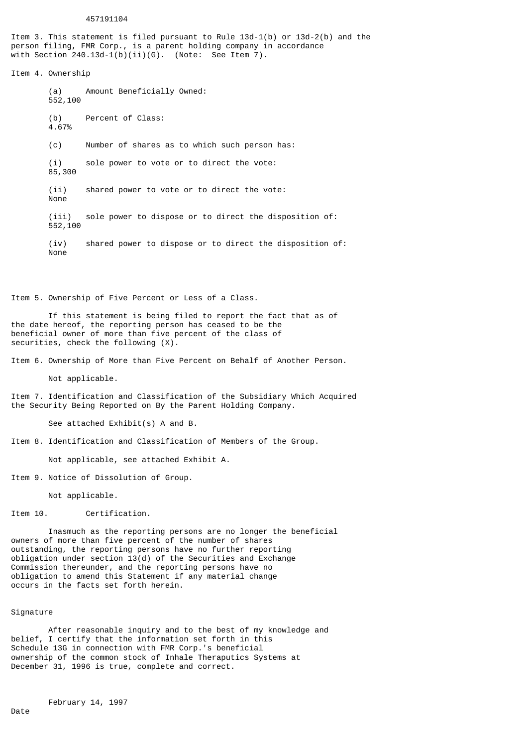457191104

Item 3. This statement is filed pursuant to Rule 13d-1(b) or 13d-2(b) and the person filing, FMR Corp., is a parent holding company in accordance with Section 240.13d-1(b)(ii)(G). (Note: See Item 7).

Item 4. Ownership

(a) Amount Beneficially Owned:
552,100

(b) Percent of Class:
4.67%

(c) Number of shares as to which such person has:

(i) sole power to vote or to direct the vote:
85,300

(ii) shared power to vote or to direct the vote:
None

(iii) sole power to dispose or to direct the disposition of:
552,100

(iv) shared power to dispose or to direct the disposition of:
None

Item 5. Ownership of Five Percent or Less of a Class.

If this statement is being filed to report the fact that as of the date hereof, the reporting person has ceased to be the beneficial owner of more than five percent of the class of securities, check the following (X).

Item 6. Ownership of More than Five Percent on Behalf of Another Person.

Not applicable.

Item 7. Identification and Classification of the Subsidiary Which Acquired the Security Being Reported on By the Parent Holding Company.

See attached Exhibit(s) A and B.

Item 8. Identification and Classification of Members of the Group.

Not applicable, see attached Exhibit A.

Item 9. Notice of Dissolution of Group.

Not applicable.

Item 10. Certification.

Inasmuch as the reporting persons are no longer the beneficial owners of more than five percent of the number of shares outstanding, the reporting persons have no further reporting obligation under section 13(d) of the Securities and Exchange Commission thereunder, and the reporting persons have no obligation to amend this Statement if any material change occurs in the facts set forth herein.

Signature

After reasonable inquiry and to the best of my knowledge and belief, I certify that the information set forth in this Schedule 13G in connection with FMR Corp.'s beneficial ownership of the common stock of Inhale Theraputics Systems at December 31, 1996 is true, complete and correct.

February 14, 1997
Date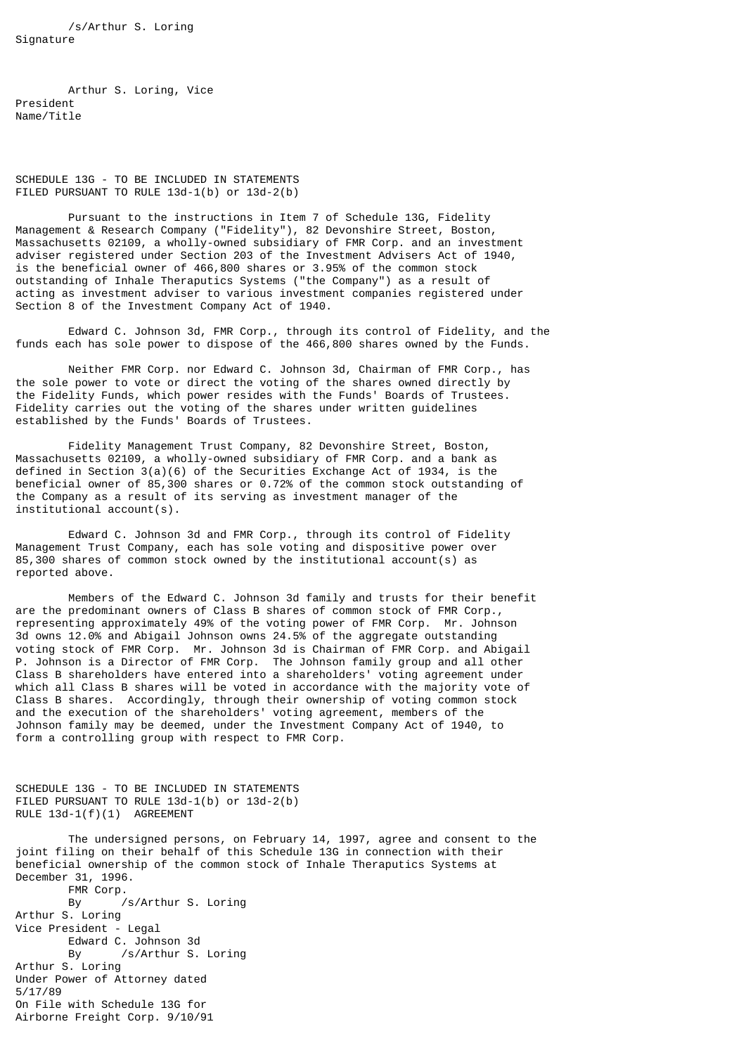/s/Arthur S. Loring
Signature

Arthur S. Loring, Vice President
Name/Title

SCHEDULE 13G - TO BE INCLUDED IN STATEMENTS FILED PURSUANT TO RULE 13d-1(b) or 13d-2(b)

Pursuant to the instructions in Item 7 of Schedule 13G, Fidelity Management & Research Company ("Fidelity"), 82 Devonshire Street, Boston, Massachusetts 02109, a wholly-owned subsidiary of FMR Corp. and an investment adviser registered under Section 203 of the Investment Advisers Act of 1940, is the beneficial owner of 466,800 shares or 3.95% of the common stock outstanding of Inhale Theraputics Systems ("the Company") as a result of acting as investment adviser to various investment companies registered under Section 8 of the Investment Company Act of 1940.

Edward C. Johnson 3d, FMR Corp., through its control of Fidelity, and the funds each has sole power to dispose of the 466,800 shares owned by the Funds.

Neither FMR Corp. nor Edward C. Johnson 3d, Chairman of FMR Corp., has the sole power to vote or direct the voting of the shares owned directly by the Fidelity Funds, which power resides with the Funds' Boards of Trustees. Fidelity carries out the voting of the shares under written guidelines established by the Funds' Boards of Trustees.

Fidelity Management Trust Company, 82 Devonshire Street, Boston, Massachusetts 02109, a wholly-owned subsidiary of FMR Corp. and a bank as defined in Section 3(a)(6) of the Securities Exchange Act of 1934, is the beneficial owner of 85,300 shares or 0.72% of the common stock outstanding of the Company as a result of its serving as investment manager of the institutional account(s).

Edward C. Johnson 3d and FMR Corp., through its control of Fidelity Management Trust Company, each has sole voting and dispositive power over 85,300 shares of common stock owned by the institutional account(s) as reported above.

Members of the Edward C. Johnson 3d family and trusts for their benefit are the predominant owners of Class B shares of common stock of FMR Corp., representing approximately 49% of the voting power of FMR Corp. Mr. Johnson 3d owns 12.0% and Abigail Johnson owns 24.5% of the aggregate outstanding voting stock of FMR Corp. Mr. Johnson 3d is Chairman of FMR Corp. and Abigail P. Johnson is a Director of FMR Corp. The Johnson family group and all other Class B shareholders have entered into a shareholders' voting agreement under which all Class B shares will be voted in accordance with the majority vote of Class B shares. Accordingly, through their ownership of voting common stock and the execution of the shareholders' voting agreement, members of the Johnson family may be deemed, under the Investment Company Act of 1940, to form a controlling group with respect to FMR Corp.

SCHEDULE 13G - TO BE INCLUDED IN STATEMENTS FILED PURSUANT TO RULE 13d-1(b) or 13d-2(b)
RULE 13d-1(f)(1) AGREEMENT

The undersigned persons, on February 14, 1997, agree and consent to the joint filing on their behalf of this Schedule 13G in connection with their beneficial ownership of the common stock of Inhale Theraputics Systems at December 31, 1996.

FMR Corp.
By /s/Arthur S. Loring
Arthur S. Loring
Vice President - Legal

Edward C. Johnson 3d
By /s/Arthur S. Loring
Arthur S. Loring
Under Power of Attorney dated 5/17/89
On File with Schedule 13G for Airborne Freight Corp. 9/10/91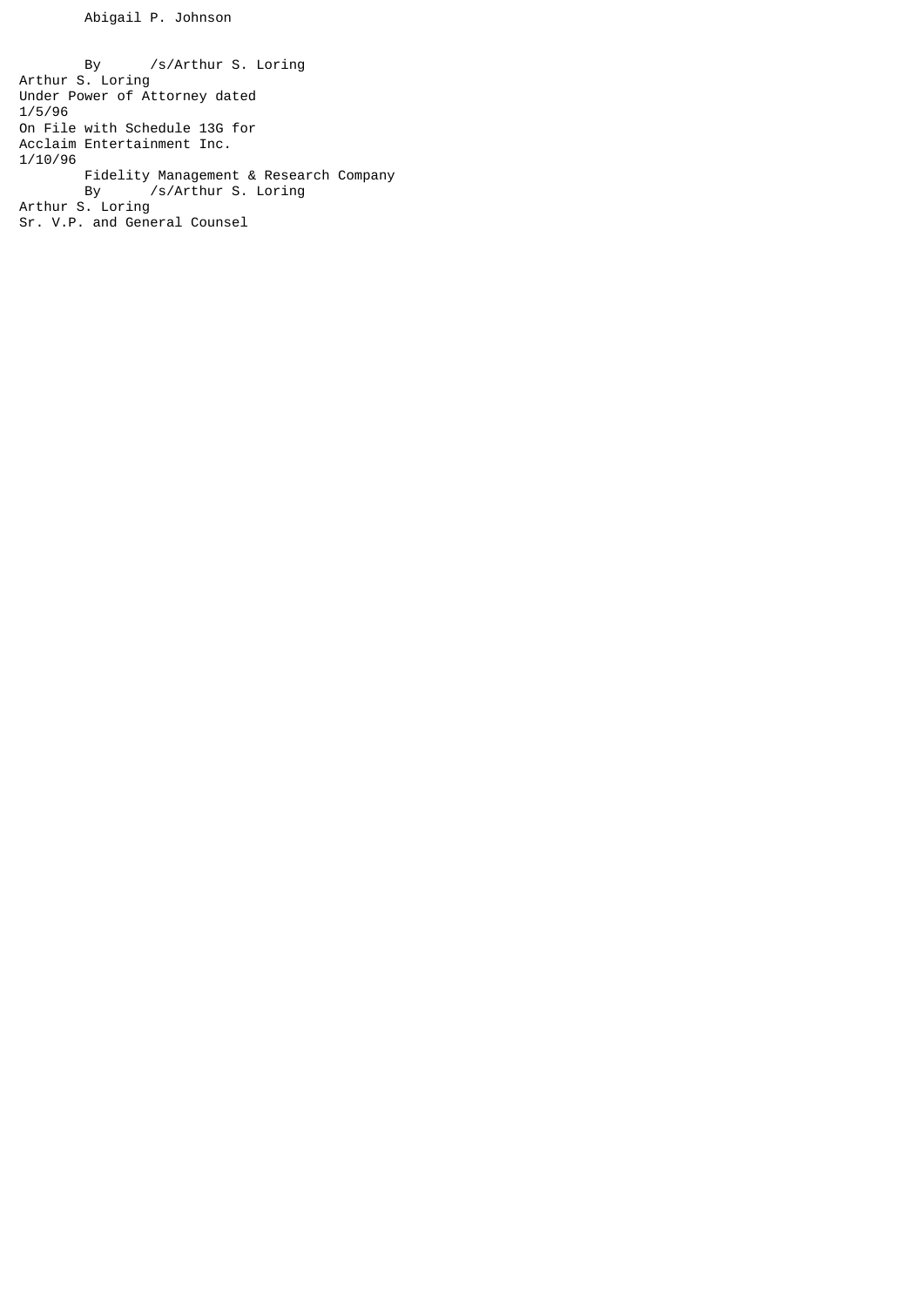Abigail P. Johnson

By /s/Arthur S. Loring
Arthur S. Loring
Under Power of Attorney dated
1/5/96
On File with Schedule 13G for
Acclaim Entertainment Inc.
1/10/96

Fidelity Management & Research Company
By /s/Arthur S. Loring
Arthur S. Loring
Sr. V.P. and General Counsel